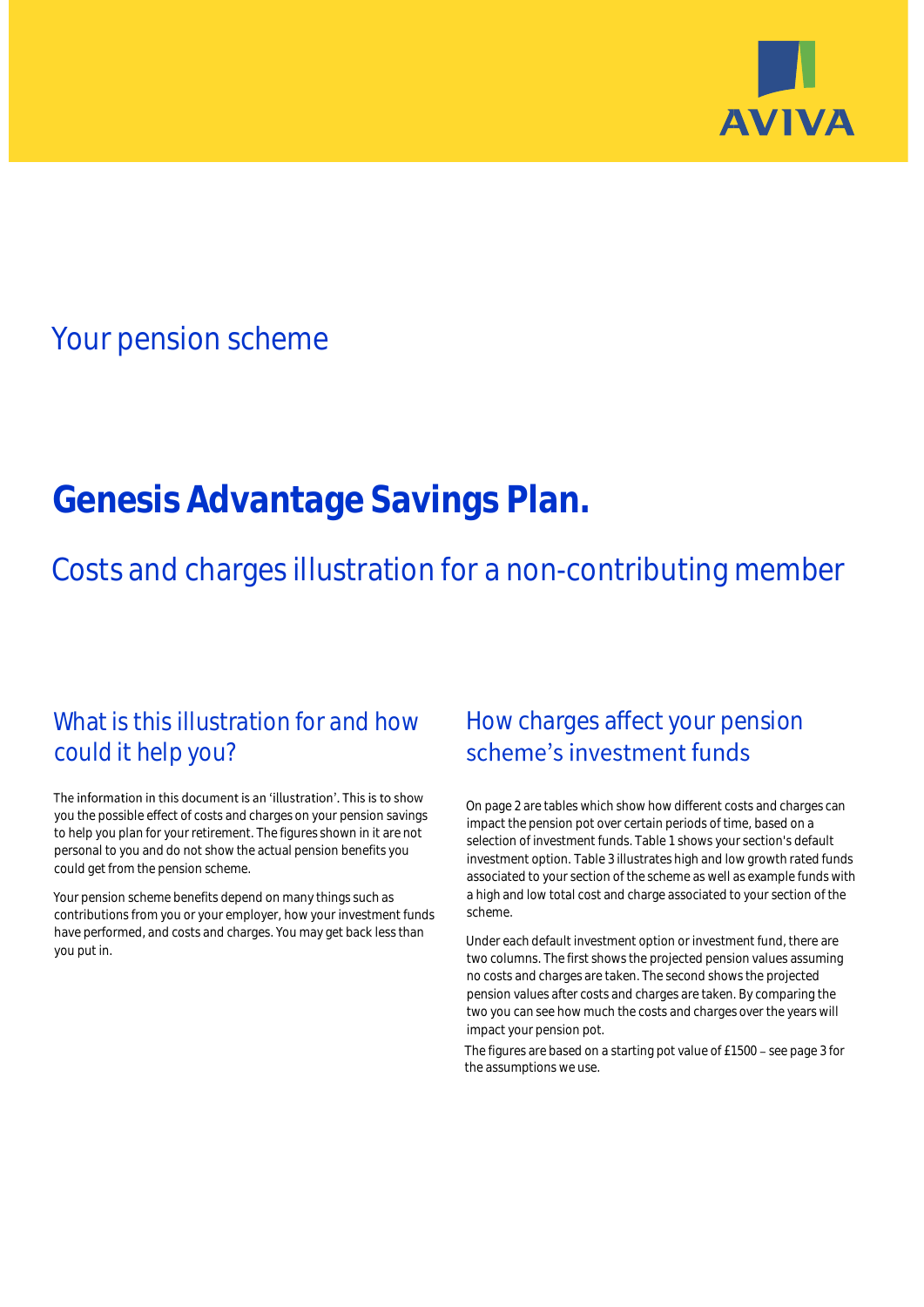AVIVA

## Your pension scheme

# Genesis Advantage Savings Plan.

## Costs and charges illustration for a non-contributing member

## What is this illustration for and how could it help you?

The information in this document is an 'illustration'. This is to show you the possible effect of costs and charges on your pension savings to help you plan for your retirement. The figures shown in it are not personal to you and do not show the actual pension benefits you could get from the pension scheme.

Your pension scheme benefits depend on many things such as contributions from you or your employer, how your investment funds have performed, and costs and charges. You may get back less than you put in.

## How charges affect your pension scheme's investment funds

On page 2 are tables which show how different costs and charges can impact the pension pot over certain periods of time, based on a selection of investment funds. Table 1 shows your section's default investment option. Table 3 illustrates high and low growth rated funds associated to your section of the scheme as well as example funds with a high and low total cost and charge associated to your section of the scheme.

Under each default investment option or investment fund, there are two columns. The first shows the projected pension values assuming no costs and charges are taken. The second shows the projected pension values after costs and charges are taken. By comparing the two you can see how much the costs and charges over the years will impact your pension pot.

The figures are based on a starting pot value of £1500 – see page 3 for the assumptions we use.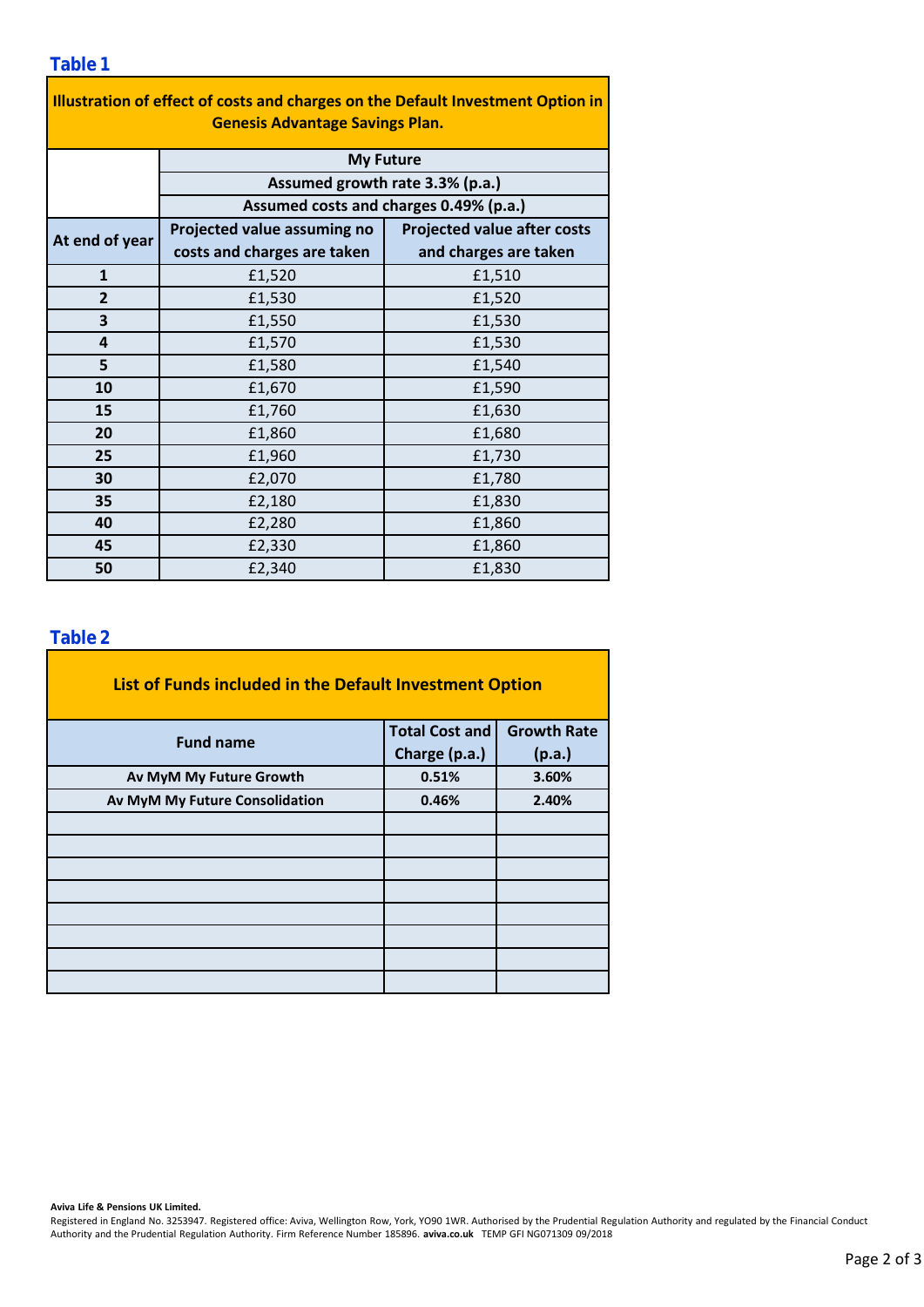## Table 1

| Illustration of effect of costs and charges on the Default Investment Option in Genesis Advantage Savings Plan. | | |
|---|---|---|
| | My Future | |
| | Assumed growth rate 3.3% (p.a.) | |
| | Assumed costs and charges 0.49% (p.a.) | |
| At end of year | Projected value assuming no costs and charges are taken | Projected value after costs and charges are taken |
| 1 | £1,520 | £1,510 |
| 2 | £1,530 | £1,520 |
| 3 | £1,550 | £1,530 |
| 4 | £1,570 | £1,530 |
| 5 | £1,580 | £1,540 |
| 10 | £1,670 | £1,590 |
| 15 | £1,760 | £1,630 |
| 20 | £1,860 | £1,680 |
| 25 | £1,960 | £1,730 |
| 30 | £2,070 | £1,780 |
| 35 | £2,180 | £1,830 |
| 40 | £2,280 | £1,860 |
| 45 | £2,330 | £1,860 |
| 50 | £2,340 | £1,830 |

## Table 2

| List of Funds included in the Default Investment Option | | |
|---|---|---|
| Fund name | Total Cost and Charge (p.a.) | Growth Rate (p.a.) |
| Av MyM My Future Growth | 0.51% | 3.60% |
| Av MyM My Future Consolidation | 0.46% | 2.40% |
| | | |
| | | |
| | | |
| | | |
| | | |
| | | |
| | | |
| | | |

**Aviva Life & Pensions UK Limited.**

Registered in England No. 3253947. Registered office: Aviva, Wellington Row, York, YO90 1WR. Authorised by the Prudential Regulation Authority and regulated by the Financial Conduct Authority and the Prudential Regulation Authority. Firm Reference Number 185896. **aviva.co.uk** TEMP GFI NG071309 09/2018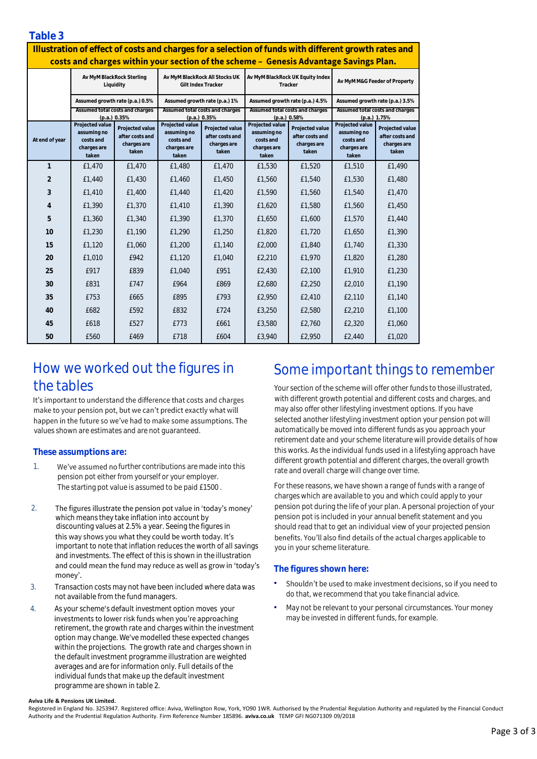## Table 3

| Illustration of effect of costs and charges for a selection of funds with different growth rates and costs and charges within your section of the scheme – Genesis Advantage Savings Plan. | | | | | | | | |
|---|---|---|---|---|---|---|---|---|
| | Av MyM BlackRock Sterling Liquidity | | Av MyM BlackRock All Stocks UK Gilt Index Tracker | | Av MyM BlackRock UK Equity Index Tracker | | Av MyM M&G Feeder of Property | |
| | Assumed growth rate (p.a.) 0.5% | | Assumed growth rate (p.a.) 1% | | Assumed growth rate (p.a.) 4.5% | | Assumed growth rate (p.a.) 3.5% | |
| | Assumed total costs and charges (p.a.) 0.35% | | Assumed total costs and charges (p.a.) 0.35% | | Assumed total costs and charges (p.a.) 0.58% | | Assumed total costs and charges (p.a.) 1.75% | |
| At end of year | Projected value assuming no costs and charges are taken | Projected value after costs and charges are taken | Projected value assuming no costs and charges are taken | Projected value after costs and charges are taken | Projected value assuming no costs and charges are taken | Projected value after costs and charges are taken | Projected value assuming no costs and charges are taken | Projected value after costs and charges are taken |
| 1 | £1,470 | £1,470 | £1,480 | £1,470 | £1,530 | £1,520 | £1,510 | £1,490 |
| 2 | £1,440 | £1,430 | £1,460 | £1,450 | £1,560 | £1,540 | £1,530 | £1,480 |
| 3 | £1,410 | £1,400 | £1,440 | £1,420 | £1,590 | £1,560 | £1,540 | £1,470 |
| 4 | £1,390 | £1,370 | £1,410 | £1,390 | £1,620 | £1,580 | £1,560 | £1,450 |
| 5 | £1,360 | £1,340 | £1,390 | £1,370 | £1,650 | £1,600 | £1,570 | £1,440 |
| 10 | £1,230 | £1,190 | £1,290 | £1,250 | £1,820 | £1,720 | £1,650 | £1,390 |
| 15 | £1,120 | £1,060 | £1,200 | £1,140 | £2,000 | £1,840 | £1,740 | £1,330 |
| 20 | £1,010 | £942 | £1,120 | £1,040 | £2,210 | £1,970 | £1,820 | £1,280 |
| 25 | £917 | £839 | £1,040 | £951 | £2,430 | £2,100 | £1,910 | £1,230 |
| 30 | £831 | £747 | £964 | £869 | £2,680 | £2,250 | £2,010 | £1,190 |
| 35 | £753 | £665 | £895 | £793 | £2,950 | £2,410 | £2,110 | £1,140 |
| 40 | £682 | £592 | £832 | £724 | £3,250 | £2,580 | £2,210 | £1,100 |
| 45 | £618 | £527 | £773 | £661 | £3,580 | £2,760 | £2,320 | £1,060 |
| 50 | £560 | £469 | £718 | £604 | £3,940 | £2,950 | £2,440 | £1,020 |

# How we worked out the figures in the tables

It's important to understand the difference that costs and charges make to your pension pot, but we can't predict exactly what will happen in the future so we've had to make some assumptions. The values shown are estimates and are not guaranteed.

### These assumptions are:

1. We've assumed no further contributions are made into this pension pot either from yourself or your employer. The starting pot value is assumed to be paid £1500 .
2. The figures illustrate the pension pot value in 'today's money' which means they take inflation into account by discounting values at 2.5% a year. Seeing the figures in this way shows you what they could be worth today. It's important to note that inflation reduces the worth of all savings and investments. The effect of this is shown in the illustration and could mean the fund may reduce as well as grow in 'today's money'.
3. Transaction costs may not have been included where data was not available from the fund managers.
4. As your scheme's default investment option moves your investments to lower risk funds when you're approaching retirement, the growth rate and charges within the investment option may change. We've modelled these expected changes within the projections. The growth rate and charges shown in the default investment programme illustration are weighted averages and are for information only. Full details of the individual funds that make up the default investment programme are shown in table 2.

# Some important things to remember

Your section of the scheme will offer other funds to those illustrated, with different growth potential and different costs and charges, and may also offer other lifestyling investment options. If you have selected another lifestyling investment option your pension pot will automatically be moved into different funds as you approach your retirement date and your scheme literature will provide details of how this works. As the individual funds used in a lifestyling approach have different growth potential and different charges, the overall growth rate and overall charge will change over time.

For these reasons, we have shown a range of funds with a range of charges which are available to you and which could apply to your pension pot during the life of your plan. A personal projection of your pension pot is included in your annual benefit statement and you should read that to get an individual view of your projected pension benefits. You'll also find details of the actual charges applicable to you in your scheme literature.

### The figures shown here:

- Shouldn't be used to make investment decisions, so if you need to do that, we recommend that you take financial advice.
- May not be relevant to your personal circumstances. Your money may be invested in different funds, for example.

**Aviva Life & Pensions UK Limited.**
Registered in England No. 3253947. Registered office: Aviva, Wellington Row, York, YO90 1WR. Authorised by the Prudential Regulation Authority and regulated by the Financial Conduct Authority and the Prudential Regulation Authority. Firm Reference Number 185896. **aviva.co.uk** TEMP GFI NG071309 09/2018